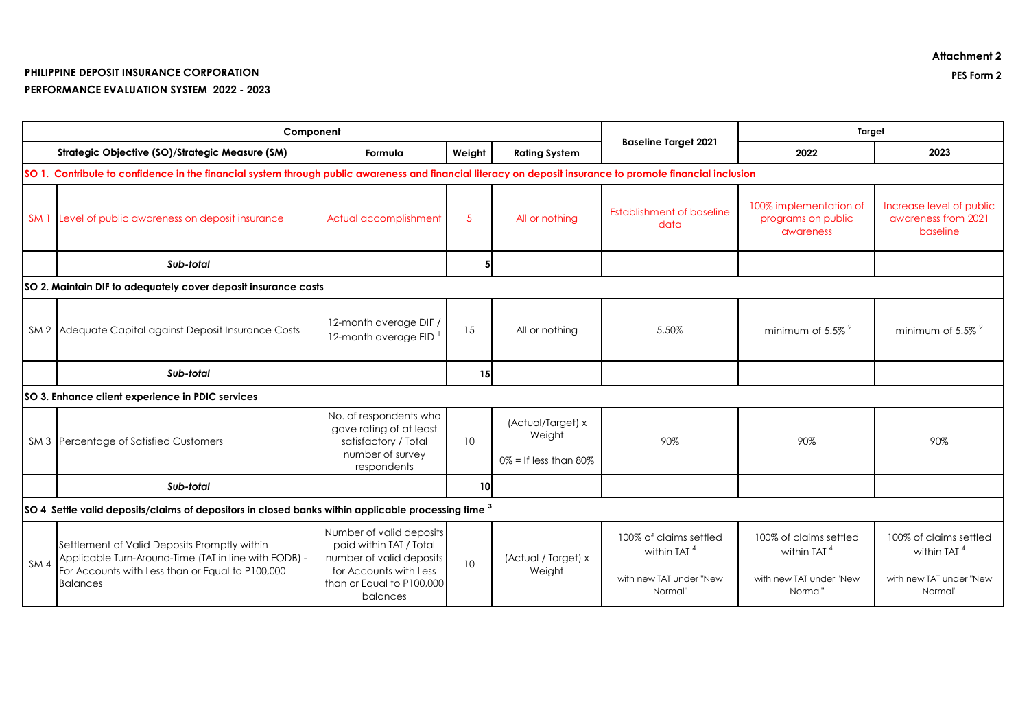**Attachment 2**

**PES Form 2**

**PHILIPPINE DEPOSIT INSURANCE CORPORATION**

**PERFORMANCE EVALUATION SYSTEM 2022 - 2023**

| Component | | | | | Baseline Target 2021 | Target | |
|---|---|---|---|---|---|---|---|
| Strategic Objective (SO)/Strategic Measure (SM) | | Formula | Weight | Rating System | | 2022 | 2023 |
| **SO 1. Contribute to confidence in the financial system through public awareness and financial literacy on deposit insurance to promote financial inclusion** | | | | | | | |
| SM 1 | Level of public awareness on deposit insurance | Actual accomplishment | 5 | All or nothing | Establishment of baseline data | 100% implementation of programs on public awareness | Increase level of public awareness from 2021 baseline |
| | ***Sub-total*** | | 5 | | | | |
| **SO 2. Maintain DIF to adequately cover deposit insurance costs** | | | | | | | |
| SM 2 | Adequate Capital against Deposit Insurance Costs | 12-month average DIF / 12-month average EID [1] | 15 | All or nothing | 5.50% | minimum of 5.5% [2] | minimum of 5.5% [2] |
| | ***Sub-total*** | | 15 | | | | |
| **SO 3. Enhance client experience in PDIC services** | | | | | | | |
| SM 3 | Percentage of Satisfied Customers | No. of respondents who gave rating of at least satisfactory / Total number of survey respondents | 10 | (Actual/Target) x Weight<br>0% = If less than 80% | 90% | 90% | 90% |
| | ***Sub-total*** | | 10 | | | | |
| **SO 4 Settle valid deposits/claims of depositors in closed banks within applicable processing time [3]** | | | | | | | |
| SM 4 | Settlement of Valid Deposits Promptly within Applicable Turn-Around-Time (TAT in line with EODB) - For Accounts with Less than or Equal to P100,000 Balances | Number of valid deposits paid within TAT / Total number of valid deposits for Accounts with Less than or Equal to P100,000 balances | 10 | (Actual / Target) x Weight | 100% of claims settled within TAT [4]<br>with new TAT under "New Normal" | 100% of claims settled within TAT [4]<br>with new TAT under "New Normal" | 100% of claims settled within TAT [4]<br>with new TAT under "New Normal" |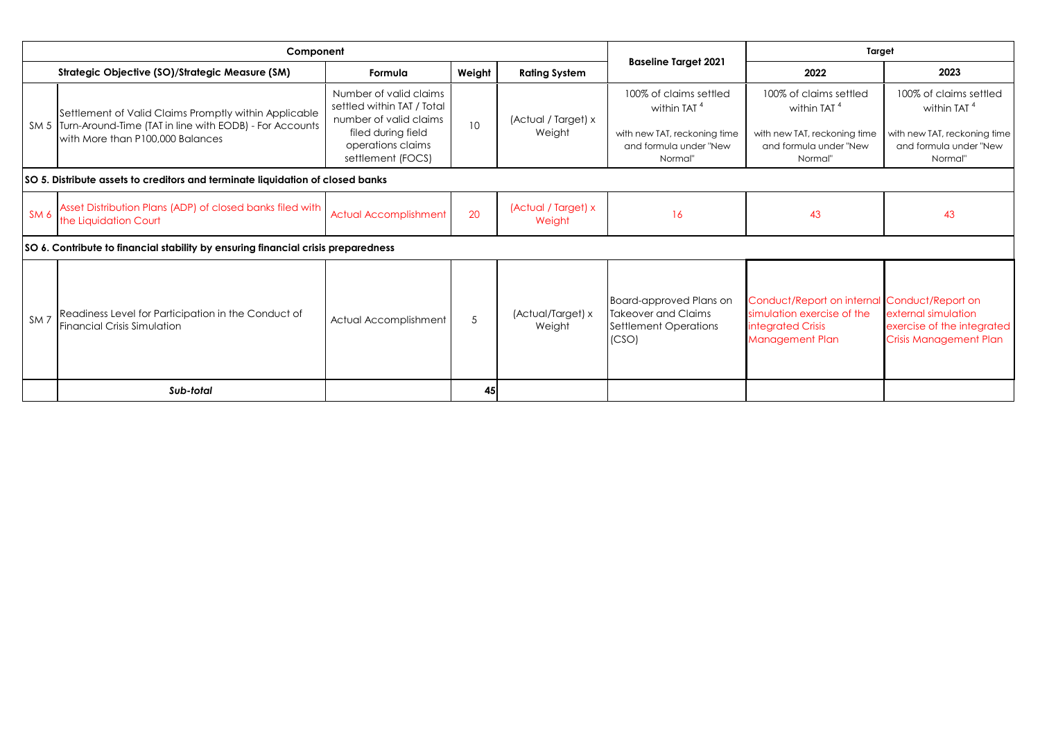| Component | | | | | Baseline Target 2021 | Target | |
|---|---|---|---|---|---|---|---|
| Strategic Objective (SO)/Strategic Measure (SM) | | Formula | Weight | Rating System | | 2022 | 2023 |
| SM 5 | Settlement of Valid Claims Promptly within Applicable Turn-Around-Time (TAT in line with EODB) - For Accounts with More than P100,000 Balances | Number of valid claims settled within TAT / Total number of valid claims filed during field operations claims settlement (FOCS) | 10 | (Actual / Target) x Weight | 100% of claims settled within TAT [4] with new TAT, reckoning time and formula under "New Normal" | 100% of claims settled within TAT [4] with new TAT, reckoning time and formula under "New Normal" | 100% of claims settled within TAT [4] with new TAT, reckoning time and formula under "New Normal" |
| **SO 5. Distribute assets to creditors and terminate liquidation of closed banks** | | | | | | | |
| SM 6 | Asset Distribution Plans (ADP) of closed banks filed with the Liquidation Court | Actual Accomplishment | 20 | (Actual / Target) x Weight | 16 | 43 | 43 |
| **SO 6. Contribute to financial stability by ensuring financial crisis preparedness** | | | | | | | |
| SM 7 | Readiness Level for Participation in the Conduct of Financial Crisis Simulation | Actual Accomplishment | 5 | (Actual/Target) x Weight | Board-approved Plans on Takeover and Claims Settlement Operations (CSO) | Conduct/Report on internal simulation exercise of the integrated Crisis Management Plan | Conduct/Report on external simulation exercise of the integrated Crisis Management Plan |
| | ***Sub-total*** | | **45** | | | | |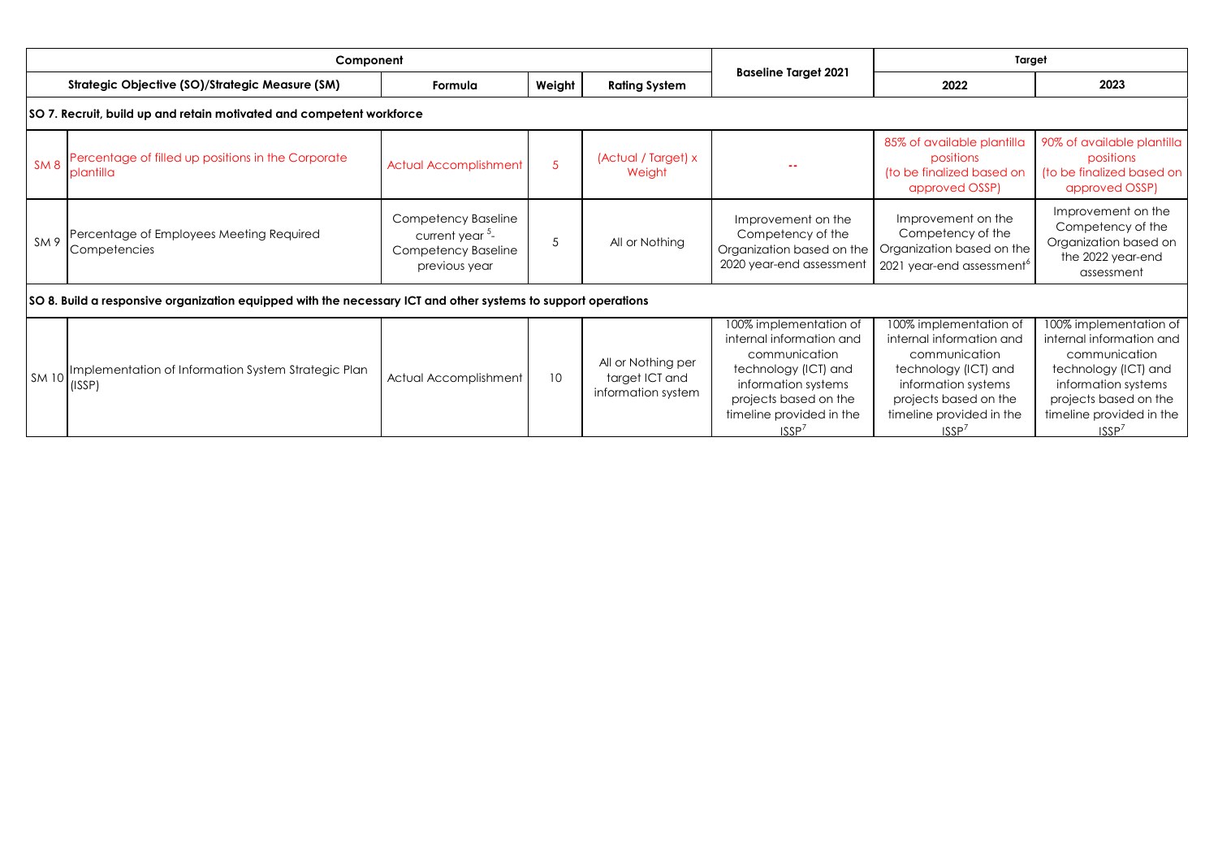| Component | | | | | Baseline Target 2021 | Target | |
|---|---|---|---|---|---|---|---|
| Strategic Objective (SO)/Strategic Measure (SM) | | Formula | Weight | Rating System | | 2022 | 2023 |
| **SO 7. Recruit, build up and retain motivated and competent workforce** | | | | | | | |
| SM 8 | Percentage of filled up positions in the Corporate plantilla | Actual Accomplishment | 5 | (Actual / Target) x Weight | -- | 85% of available plantilla positions (to be finalized based on approved OSSP) | 90% of available plantilla positions (to be finalized based on approved OSSP) |
| SM 9 | Percentage of Employees Meeting Required Competencies | Competency Baseline current year [5]- Competency Baseline previous year | 5 | All or Nothing | Improvement on the Competency of the Organization based on the 2020 year-end assessment | Improvement on the Competency of the Organization based on the 2021 year-end assessment[6] | Improvement on the Competency of the Organization based on the 2022 year-end assessment |
| **SO 8. Build a responsive organization equipped with the necessary ICT and other systems to support operations** | | | | | | | |
| SM 10 | Implementation of Information System Strategic Plan (ISSP) | Actual Accomplishment | 10 | All or Nothing per target ICT and information system | 100% implementation of internal information and communication technology (ICT) and information systems projects based on the timeline provided in the ISSP[7] | 100% implementation of internal information and communication technology (ICT) and information systems projects based on the timeline provided in the ISSP[7] | 100% implementation of internal information and communication technology (ICT) and information systems projects based on the timeline provided in the ISSP[7] |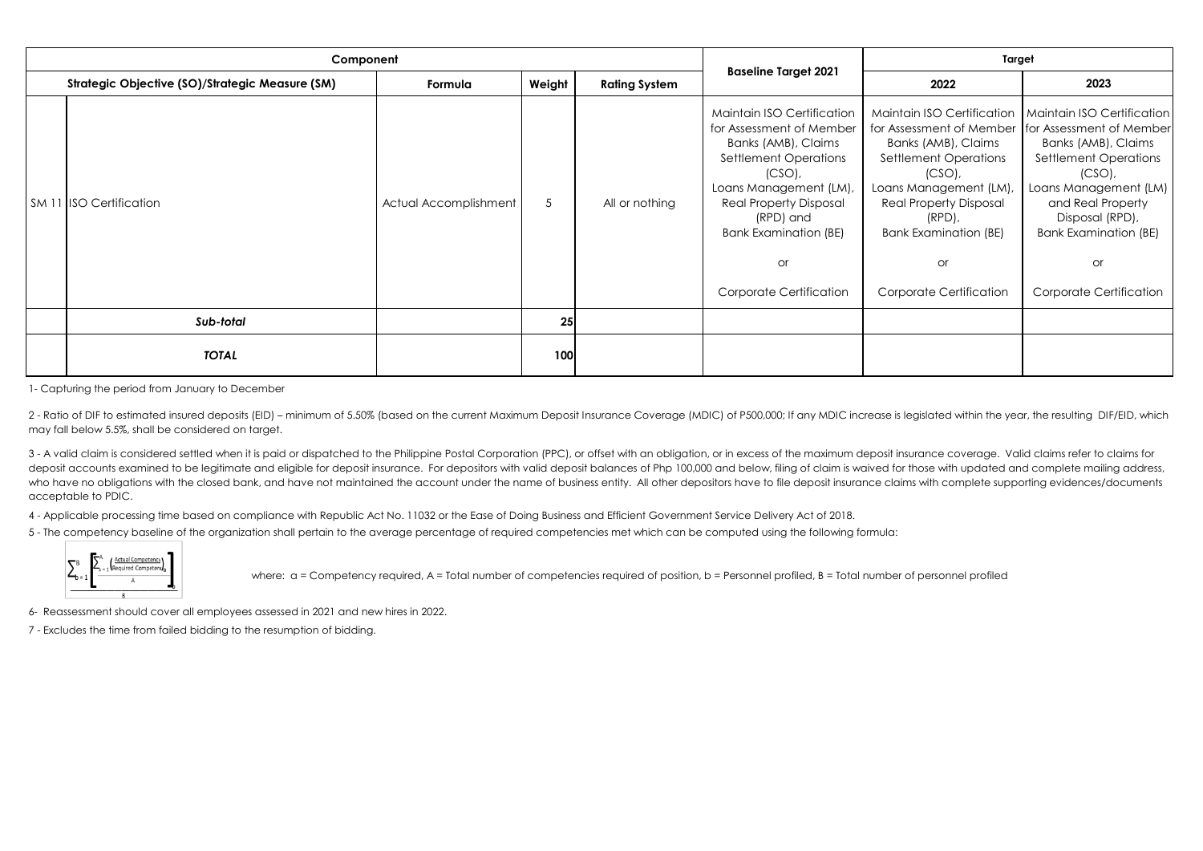| Component | | | | | Baseline Target 2021 | Target | |
|---|---|---|---|---|---|---|---|
| Strategic Objective (SO)/Strategic Measure (SM) | | Formula | Weight | Rating System | | 2022 | 2023 |
| SM 11 | ISO Certification | Actual Accomplishment | 5 | All or nothing | Maintain ISO Certification for Assessment of Member Banks (AMB), Claims Settlement Operations (CSO), Loans Management (LM), Real Property Disposal (RPD) and Bank Examination (BE)<br><br>or<br><br>Corporate Certification | Maintain ISO Certification for Assessment of Member Banks (AMB), Claims Settlement Operations (CSO), Loans Management (LM), Real Property Disposal (RPD), Bank Examination (BE)<br><br>or<br><br>Corporate Certification | Maintain ISO Certification for Assessment of Member Banks (AMB), Claims Settlement Operations (CSO), Loans Management (LM) and Real Property Disposal (RPD), Bank Examination (BE)<br><br>or<br><br>Corporate Certification |
| | ***Sub-total*** | | **25** | | | | |
| | ***TOTAL*** | | **100** | | | | |

1- Capturing the period from January to December

2 - Ratio of DIF to estimated insured deposits (EID) – minimum of 5.50% (based on the current Maximum Deposit Insurance Coverage (MDIC) of P500,000; If any MDIC increase is legislated within the year, the resulting DIF/EID, which may fall below 5.5%, shall be considered on target.

3 - A valid claim is considered settled when it is paid or dispatched to the Philippine Postal Corporation (PPC), or offset with an obligation, or in excess of the maximum deposit insurance coverage. Valid claims refer to claims for deposit accounts examined to be legitimate and eligible for deposit insurance. For depositors with valid deposit balances of Php 100,000 and below, filing of claim is waived for those with updated and complete mailing address, who have no obligations with the closed bank, and have not maintained the account under the name of business entity. All other depositors have to file deposit insurance claims with complete supporting evidences/documents acceptable to PDIC.

4 - Applicable processing time based on compliance with Republic Act No. 11032 or the Ease of Doing Business and Efficient Government Service Delivery Act of 2018.

5 - The competency baseline of the organization shall pertain to the average percentage of required competencies met which can be computed using the following formula:

$$\frac{\sum_{b=1}^{B}\left[\frac{\sum_{a=1}^{A}\left(\frac{\text{Actual Competency}}{\text{Required Competency}}\right)_a}{A}\right]_b}{B}$$

where: a = Competency required, A = Total number of competencies required of position, b = Personnel profiled, B = Total number of personnel profiled

6- Reassessment should cover all employees assessed in 2021 and new hires in 2022.

7 - Excludes the time from failed bidding to the resumption of bidding.